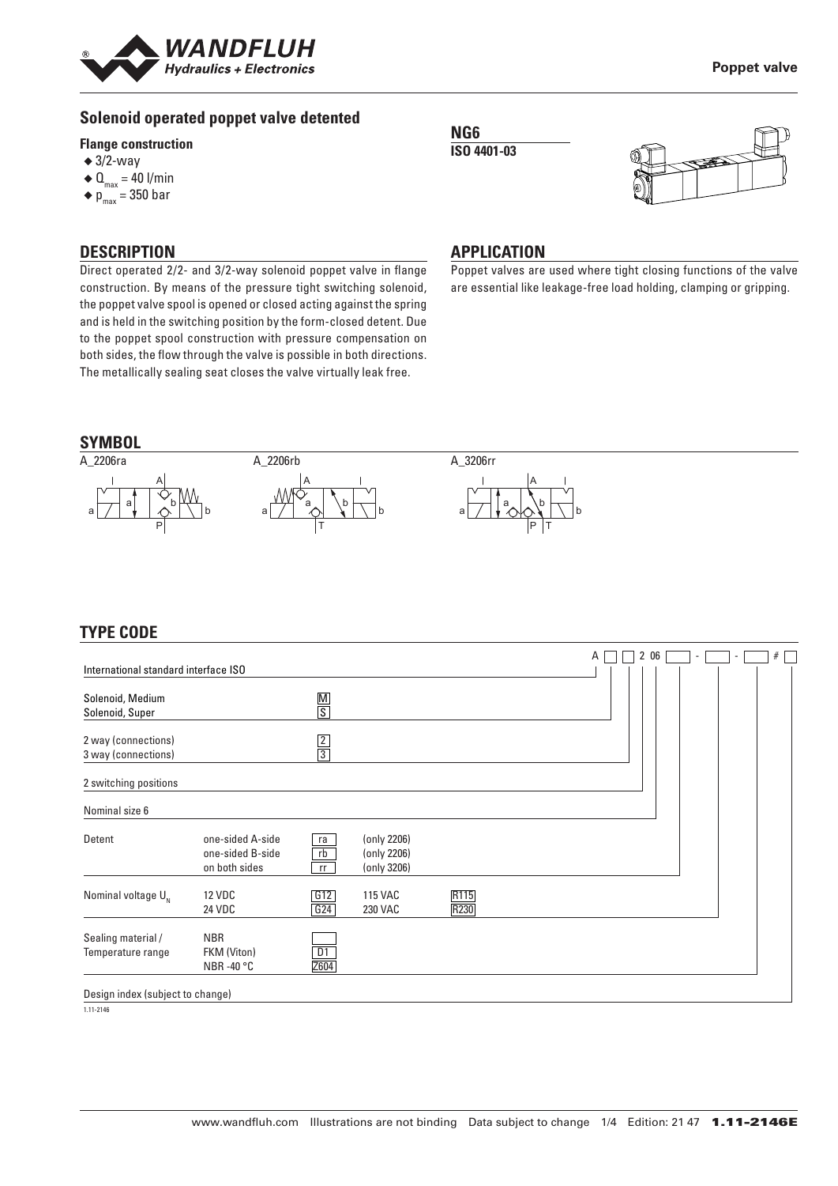**Poppet valve**

## Solenoid operated poppet valve detented

**Flange construction**

- 3/2-way
- $Q_{max}$ = 40 l/min
- $p_{max}$ = 350 bar

**NG6**
**ISO 4401-03**

## DESCRIPTION

Direct operated 2/2- and 3/2-way solenoid poppet valve in flange construction. By means of the pressure tight switching solenoid, the poppet valve spool is opened or closed acting against the spring and is held in the switching position by the form-closed detent. Due to the poppet spool construction with pressure compensation on both sides, the flow through the valve is possible in both directions. The metallically sealing seat closes the valve virtually leak free.

## APPLICATION

Poppet valves are used where tight closing functions of the valve are essential like leakage-free load holding, clamping or gripping.

## SYMBOL

A_2206ra     A_2206rb     A_3206rr

## TYPE CODE

A [ ] [ ] 2 06 [ ] - [ ] - [ ] # [ ]

| | | | | | |
|---|---|---|---|---|---|
| International standard interface ISO | | | | | |
| Solenoid, Medium | | M | | | |
| Solenoid, Super | | S | | | |
| 2 way (connections) | | 2 | | | |
| 3 way (connections) | | 3 | | | |
| 2 switching positions | | | | | |
| Nominal size 6 | | | | | |
| Detent | one-sided A-side | ra | (only 2206) | | |
| | one-sided B-side | rb | (only 2206) | | |
| | on both sides | rr | (only 3206) | | |
| Nominal voltage $U_N$ | 12 VDC | G12 | 115 VAC | R115 | |
| | 24 VDC | G24 | 230 VAC | R230 | |
| Sealing material / Temperature range | NBR | | | | |
| | FKM (Viton) | D1 | | | |
| | NBR -40 °C | Z604 | | | |
| Design index (subject to change) | | | | | |

1.11-2146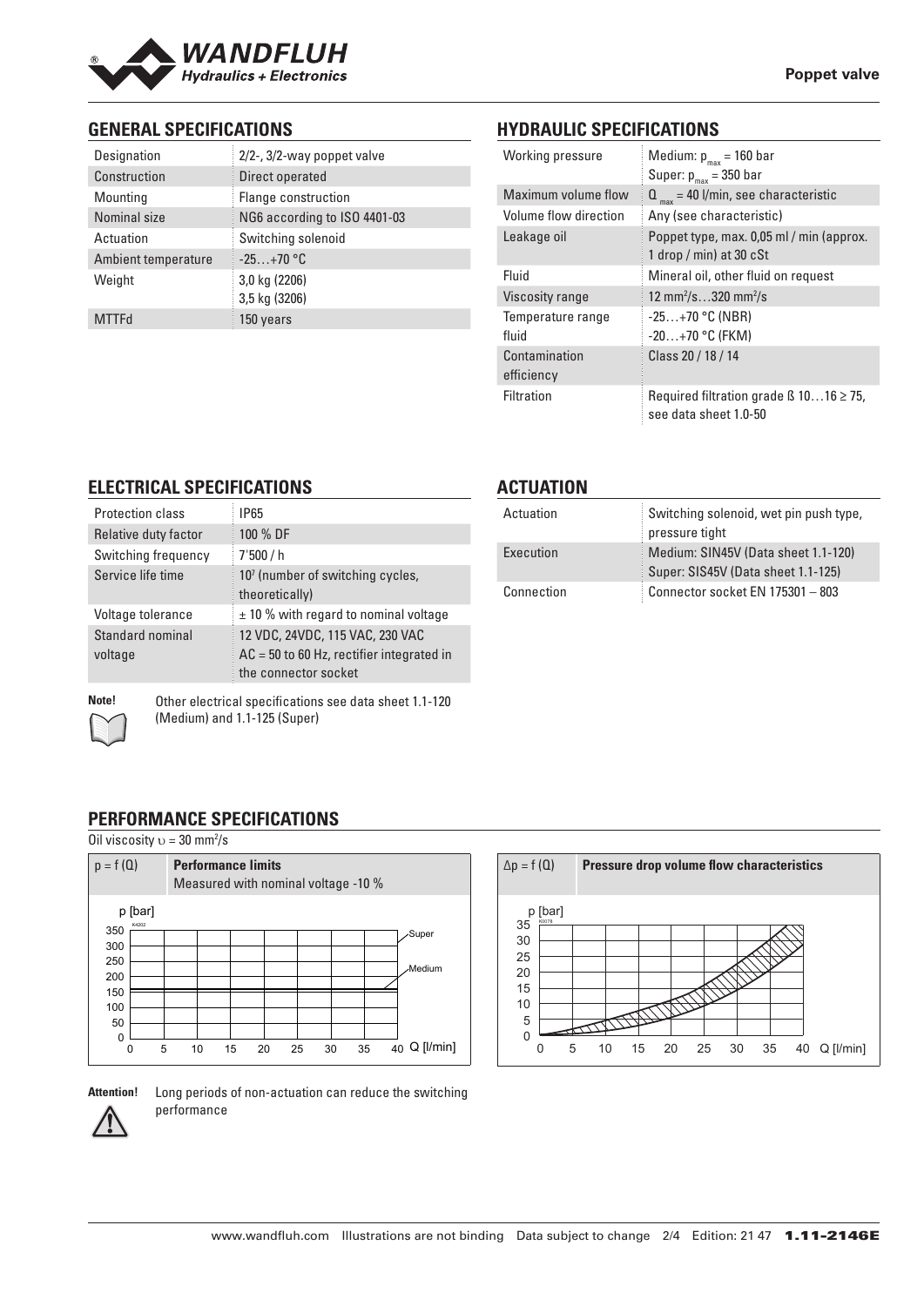## GENERAL SPECIFICATIONS

| | |
|---|---|
| Designation | 2/2-, 3/2-way poppet valve |
| Construction | Direct operated |
| Mounting | Flange construction |
| Nominal size | NG6 according to ISO 4401-03 |
| Actuation | Switching solenoid |
| Ambient temperature | -25…+70 °C |
| Weight | 3,0 kg (2206)<br>3,5 kg (3206) |
| MTTFd | 150 years |

## HYDRAULIC SPECIFICATIONS

| | |
|---|---|
| Working pressure | Medium: $p_{max}$ = 160 bar<br>Super: $p_{max}$ = 350 bar |
| Maximum volume flow | $Q_{max}$ = 40 l/min, see characteristic |
| Volume flow direction | Any (see characteristic) |
| Leakage oil | Poppet type, max. 0,05 ml / min (approx. 1 drop / min) at 30 cSt |
| Fluid | Mineral oil, other fluid on request |
| Viscosity range | 12 mm²/s…320 mm²/s |
| Temperature range fluid | -25…+70 °C (NBR)<br>-20…+70 °C (FKM) |
| Contamination efficiency | Class 20 / 18 / 14 |
| Filtration | Required filtration grade ß 10…16 ≥ 75, see data sheet 1.0-50 |

## ELECTRICAL SPECIFICATIONS

| | |
|---|---|
| Protection class | IP65 |
| Relative duty factor | 100 % DF |
| Switching frequency | 7'500 / h |
| Service life time | $10^7$ (number of switching cycles, theoretically) |
| Voltage tolerance | ± 10 % with regard to nominal voltage |
| Standard nominal voltage | 12 VDC, 24VDC, 115 VAC, 230 VAC<br>AC = 50 to 60 Hz, rectifier integrated in the connector socket |

**Note!** Other electrical specifications see data sheet 1.1-120 (Medium) and 1.1-125 (Super)

## ACTUATION

| | |
|---|---|
| Actuation | Switching solenoid, wet pin push type, pressure tight |
| Execution | Medium: SIN45V (Data sheet 1.1-120)<br>Super: SIS45V (Data sheet 1.1-125) |
| Connection | Connector socket EN 175301 – 803 |

## PERFORMANCE SPECIFICATIONS

Oil viscosity $\upsilon$ = 30 mm²/s

$p = f(Q)$ **Performance limits**
Measured with nominal voltage -10 %

$\Delta p = f(Q)$ **Pressure drop volume flow characteristics**

**Attention!** Long periods of non-actuation can reduce the switching performance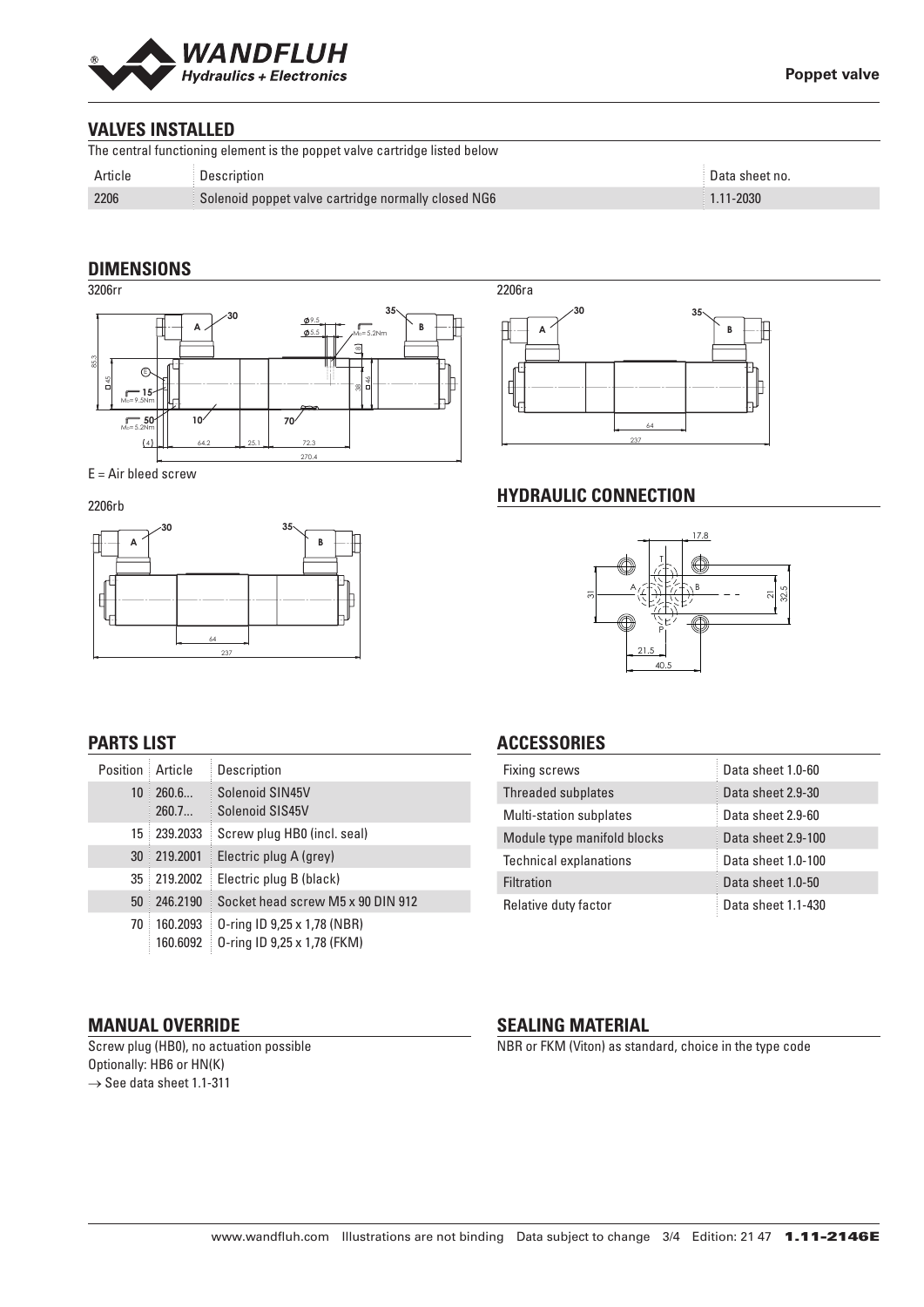## VALVES INSTALLED

The central functioning element is the poppet valve cartridge listed below

| Article | Description | Data sheet no. |
|---|---|---|
| 2206 | Solenoid poppet valve cartridge normally closed NG6 | 1.11-2030 |

## DIMENSIONS

3206rr

E = Air bleed screw

2206rb

2206ra

## HYDRAULIC CONNECTION

## PARTS LIST

| Position | Article | Description |
|---|---|---|
| 10 | 260.6...<br>260.7... | Solenoid SIN45V<br>Solenoid SIS45V |
| 15 | 239.2033 | Screw plug HB0 (incl. seal) |
| 30 | 219.2001 | Electric plug A (grey) |
| 35 | 219.2002 | Electric plug B (black) |
| 50 | 246.2190 | Socket head screw M5 x 90 DIN 912 |
| 70 | 160.2093<br>160.6092 | O-ring ID 9,25 x 1,78 (NBR)<br>O-ring ID 9,25 x 1,78 (FKM) |

## ACCESSORIES

| | |
|---|---|
| Fixing screws | Data sheet 1.0-60 |
| Threaded subplates | Data sheet 2.9-30 |
| Multi-station subplates | Data sheet 2.9-60 |
| Module type manifold blocks | Data sheet 2.9-100 |
| Technical explanations | Data sheet 1.0-100 |
| Filtration | Data sheet 1.0-50 |
| Relative duty factor | Data sheet 1.1-430 |

## MANUAL OVERRIDE

Screw plug (HB0), no actuation possible
Optionally: HB6 or HN(K)
→ See data sheet 1.1-311

## SEALING MATERIAL

NBR or FKM (Viton) as standard, choice in the type code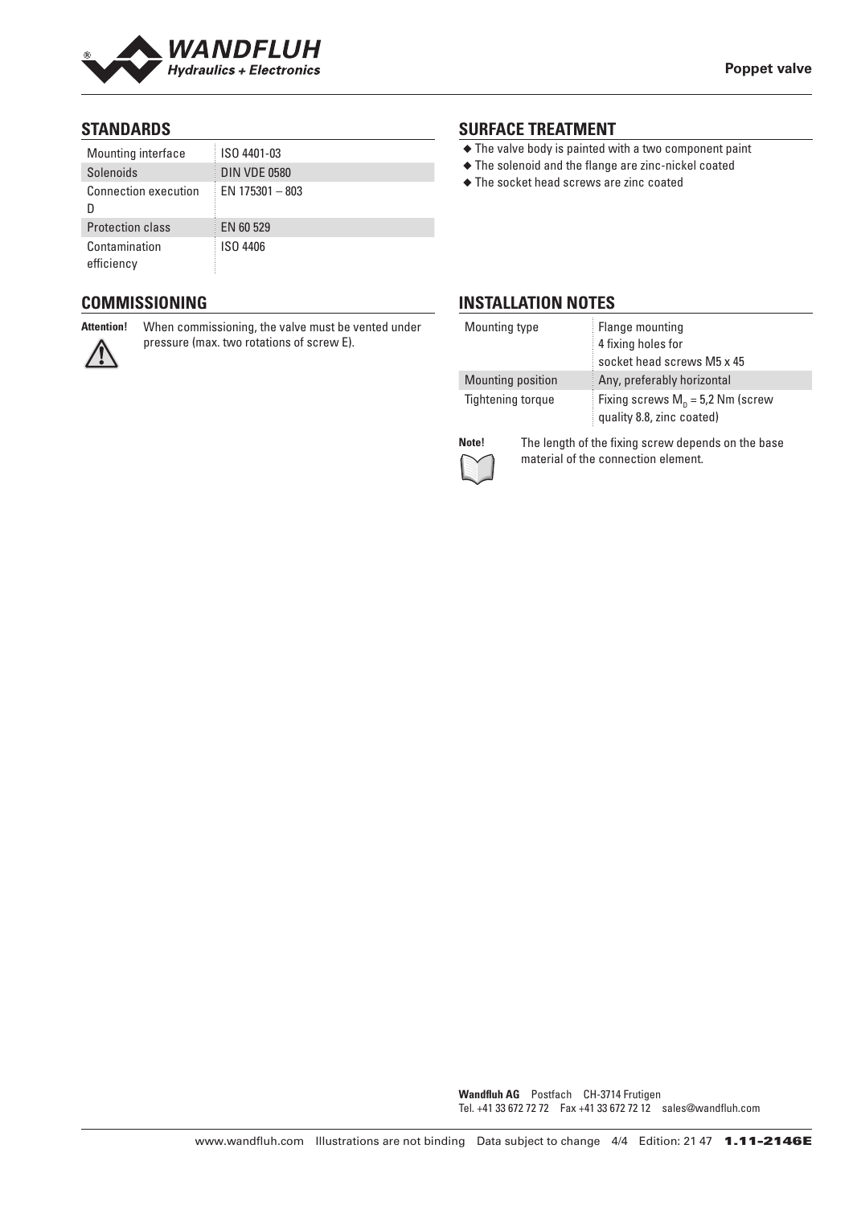## STANDARDS

| | |
|---|---|
| Mounting interface | ISO 4401-03 |
| Solenoids | DIN VDE 0580 |
| Connection execution D | EN 175301 – 803 |
| Protection class | EN 60 529 |
| Contamination efficiency | ISO 4406 |

## SURFACE TREATMENT

- ◆ The valve body is painted with a two component paint
- ◆ The solenoid and the flange are zinc-nickel coated
- ◆ The socket head screws are zinc coated

## COMMISSIONING

**Attention!** When commissioning, the valve must be vented under pressure (max. two rotations of screw E).

## INSTALLATION NOTES

| | |
|---|---|
| Mounting type | Flange mounting<br>4 fixing holes for<br>socket head screws M5 x 45 |
| Mounting position | Any, preferably horizontal |
| Tightening torque | Fixing screws $M_D$ = 5,2 Nm (screw quality 8.8, zinc coated) |

**Note!** The length of the fixing screw depends on the base material of the connection element.

**Wandfluh AG** Postfach CH-3714 Frutigen
Tel. +41 33 672 72 72 Fax +41 33 672 72 12 sales@wandfluh.com